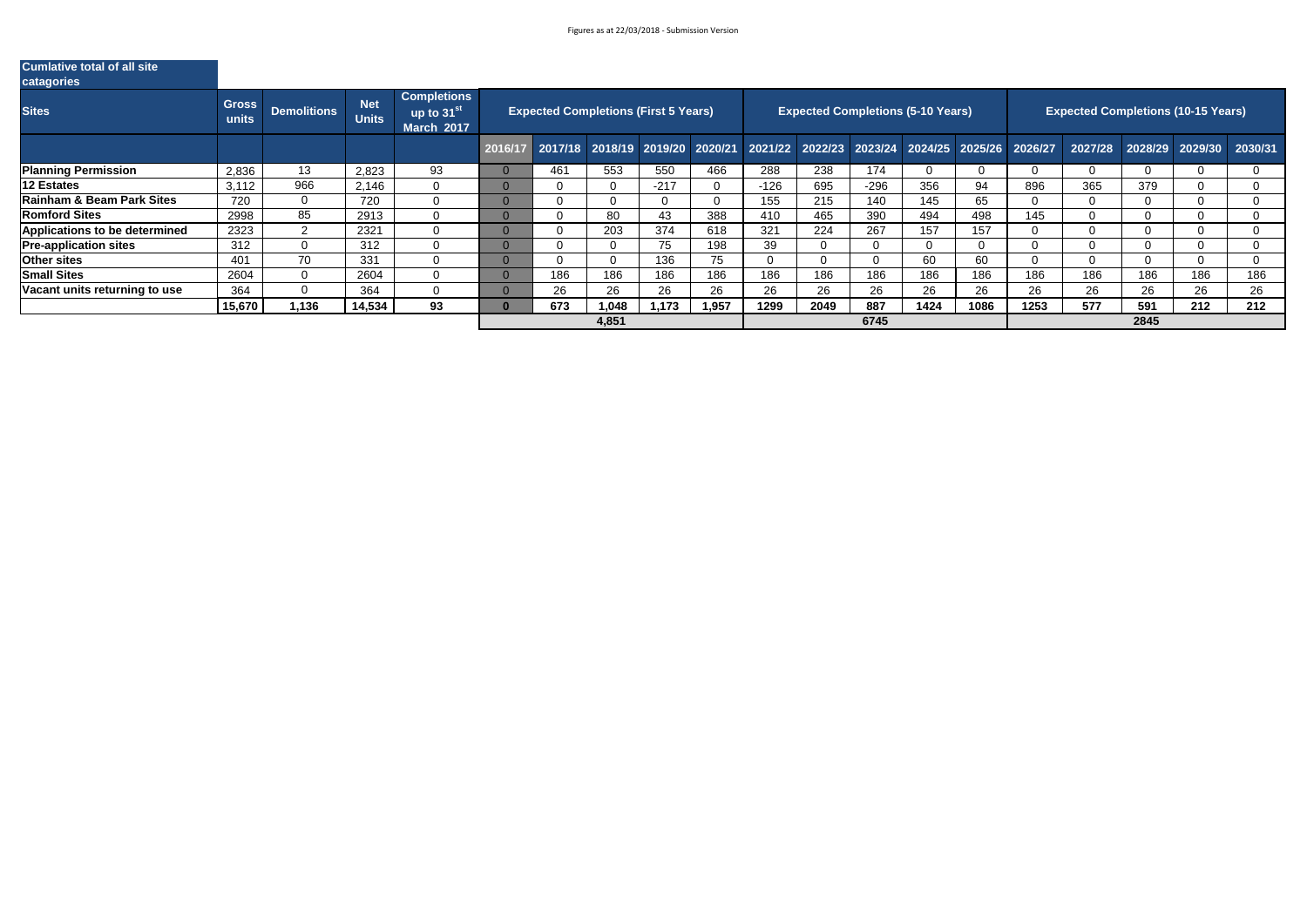Figures as at 22/03/2018 - Submission Version

**Cumlative total of all site catagories**

| Sites | Gross units | Demolitions | Net Units | Completions up to 31st March 2017 | Expected Completions (First 5 Years) | | | | | Expected Completions (5-10 Years) | | | | | Expected Completions (10-15 Years) | | | | |
|---|---|---|---|---|---|---|---|---|---|---|---|---|---|---|---|---|---|---|---|
| | | | | | 2016/17 | 2017/18 | 2018/19 | 2019/20 | 2020/21 | 2021/22 | 2022/23 | 2023/24 | 2024/25 | 2025/26 | 2026/27 | 2027/28 | 2028/29 | 2029/30 | 2030/31 |
| **Planning Permission** | 2,836 | 13 | 2,823 | 93 | 0 | 461 | 553 | 550 | 466 | 288 | 238 | 174 | 0 | 0 | 0 | 0 | 0 | 0 | 0 |
| **12 Estates** | 3,112 | 966 | 2,146 | 0 | 0 | 0 | 0 | -217 | 0 | -126 | 695 | -296 | 356 | 94 | 896 | 365 | 379 | 0 | 0 |
| **Rainham & Beam Park Sites** | 720 | 0 | 720 | 0 | 0 | 0 | 0 | 0 | 0 | 155 | 215 | 140 | 145 | 65 | 0 | 0 | 0 | 0 | 0 |
| **Romford Sites** | 2998 | 85 | 2913 | 0 | 0 | 0 | 80 | 43 | 388 | 410 | 465 | 390 | 494 | 498 | 145 | 0 | 0 | 0 | 0 |
| **Applications to be determined** | 2323 | 2 | 2321 | 0 | 0 | 0 | 203 | 374 | 618 | 321 | 224 | 267 | 157 | 157 | 0 | 0 | 0 | 0 | 0 |
| **Pre-application sites** | 312 | 0 | 312 | 0 | 0 | 0 | 0 | 75 | 198 | 39 | 0 | 0 | 0 | 0 | 0 | 0 | 0 | 0 | 0 |
| **Other sites** | 401 | 70 | 331 | 0 | 0 | 0 | 0 | 136 | 75 | 0 | 0 | 0 | 60 | 60 | 0 | 0 | 0 | 0 | 0 |
| **Small Sites** | 2604 | 0 | 2604 | 0 | 0 | 186 | 186 | 186 | 186 | 186 | 186 | 186 | 186 | 186 | 186 | 186 | 186 | 186 | 186 |
| **Vacant units returning to use** | 364 | 0 | 364 | 0 | 0 | 26 | 26 | 26 | 26 | 26 | 26 | 26 | 26 | 26 | 26 | 26 | 26 | 26 | 26 |
| | **15,670** | **1,136** | **14,534** | **93** | **0** | **673** | **1,048** | **1,173** | **1,957** | **1299** | **2049** | **887** | **1424** | **1086** | **1253** | **577** | **591** | **212** | **212** |
| | | | | | **4,851** | | | | | **6745** | | | | | **2845** | | | | |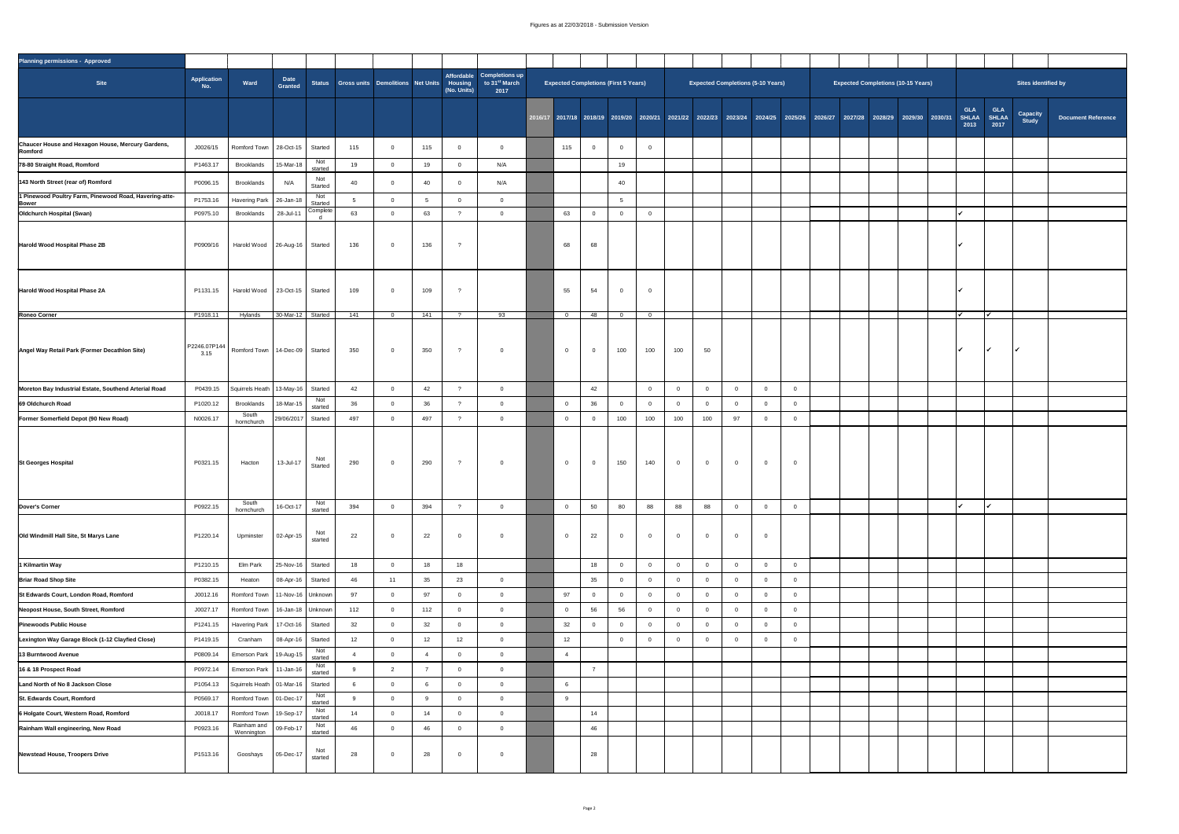| Planning permissions - Approved | | | | | | | | | | | | | | | | | | | | | | | | | | | | |
|---|---|---|---|---|---|---|---|---|---|---|---|---|---|---|---|---|---|---|---|---|---|---|---|---|---|---|---|---|
| Site | Application No. | Ward | Date Granted | Status | Gross units | Demolitions | Net Units | Affordable Housing (No. Units) | Completions up to 31st March 2017 | Expected Completions (First 5 Years) | | | | | | Expected Completions (5-10 Years) | | | | | Expected Completions (10-15 Years) | | | | | Sites identified by | | | |
| | | | | | | | | | | 2016/17 | 2017/18 | 2018/19 | 2019/20 | 2020/21 | 2021/22 | 2022/23 | 2023/24 | 2024/25 | 2025/26 | 2026/27 | 2027/28 | 2028/29 | 2029/30 | 2030/31 | GLA SHLAA 2013 | GLA SHLAA 2017 | Capacity Study | Document Reference |
| Chaucer House and Hexagon House, Mercury Gardens, Romford | J0026/15 | Romford Town | 28-Oct-15 | Started | 115 | 0 | 115 | 0 | 0 | | 115 | 0 | 0 | 0 | | | | | | | | | | | | | | |
| 78-80 Straight Road, Romford | P1463.17 | Brooklands | 15-Mar-18 | Not started | 19 | 0 | 19 | 0 | N/A | | | | 19 | | | | | | | | | | | | | | | |
| 143 North Street (rear of) Romford | P0096.15 | Brooklands | N/A | Not Started | 40 | 0 | 40 | 0 | N/A | | | | 40 | | | | | | | | | | | | | | | |
| 1 Pinewood Poultry Farm, Pinewood Road, Havering-atte-Bower | P1753.16 | Havering Park | 26-Jan-18 | Not Started | 5 | 0 | 5 | 0 | 0 | | | | 5 | | | | | | | | | | | | | | | |
| Oldchurch Hospital (Swan) | P0975.10 | Brooklands | 28-Jul-11 | Completed | 63 | 0 | 63 | ? | 0 | | 63 | 0 | 0 | 0 | | | | | | | | | | | ✔ | | | |
| Harold Wood Hospital Phase 2B | P0909/16 | Harold Wood | 26-Aug-16 | Started | 136 | 0 | 136 | ? | | | 68 | 68 | | | | | | | | | | | | | ✔ | | | |
| Harold Wood Hospital Phase 2A | P1131.15 | Harold Wood | 23-Oct-15 | Started | 109 | 0 | 109 | ? | | | 55 | 54 | 0 | 0 | | | | | | | | | | | ✔ | | | |
| Roneo Corner | P1918.11 | Hylands | 30-Mar-12 | Started | 141 | 0 | 141 | ? | 93 | | 0 | 48 | 0 | 0 | | | | | | | | | | | ✔ | ✔ | | |
| Angel Way Retail Park (Former Decathlon Site) | P2246.07P1443.15 | Romford Town | 14-Dec-09 | Started | 350 | 0 | 350 | ? | 0 | | 0 | 0 | 100 | 100 | 100 | 50 | | | | | | | | | ✔ | ✔ | ✔ | |
| Moreton Bay Industrial Estate, Southend Arterial Road | P0439.15 | Squirrels Heath | 13-May-16 | Started | 42 | 0 | 42 | ? | 0 | | | 42 | | 0 | 0 | 0 | 0 | 0 | 0 | | | | | | | | | |
| 69 Oldchurch Road | P1020.12 | Brooklands | 18-Mar-15 | Not started | 36 | 0 | 36 | ? | 0 | | 0 | 36 | 0 | 0 | 0 | 0 | 0 | 0 | 0 | | | | | | | | | |
| Former Somerfield Depot (90 New Road) | N0026.17 | South hornchurch | 29/06/2017 | Started | 497 | 0 | 497 | ? | 0 | | 0 | 0 | 100 | 100 | 100 | 100 | 97 | 0 | 0 | | | | | | | | | |
| St Georges Hospital | P0321.15 | Hacton | 13-Jul-17 | Not Started | 290 | 0 | 290 | ? | 0 | | 0 | 0 | 150 | 140 | 0 | 0 | 0 | 0 | 0 | | | | | | | | | |
| Dover's Corner | P0922.15 | South hornchurch | 16-Oct-17 | Not started | 394 | 0 | 394 | ? | 0 | | 0 | 50 | 80 | 88 | 88 | 88 | 0 | 0 | 0 | | | | | | ✔ | ✔ | | |
| Old Windmill Hall Site, St Marys Lane | P1220.14 | Upminster | 02-Apr-15 | Not started | 22 | 0 | 22 | 0 | 0 | | 0 | 22 | 0 | 0 | 0 | 0 | 0 | 0 | | | | | | | | | | |
| 1 Kilmartin Way | P1210.15 | Elm Park | 25-Nov-16 | Started | 18 | 0 | 18 | 18 | | | | 18 | 0 | 0 | 0 | 0 | 0 | 0 | 0 | | | | | | | | | |
| Briar Road Shop Site | P0382.15 | Heaton | 08-Apr-16 | Started | 46 | 11 | 35 | 23 | 0 | | | 35 | 0 | 0 | 0 | 0 | 0 | 0 | 0 | | | | | | | | | |
| St Edwards Court, London Road, Romford | J0012.16 | Romford Town | 11-Nov-16 | Unknown | 97 | 0 | 97 | 0 | 0 | | 97 | 0 | 0 | 0 | 0 | 0 | 0 | 0 | 0 | | | | | | | | | |
| Neopost House, South Street, Romford | J0027.17 | Romford Town | 16-Jan-18 | Unknown | 112 | 0 | 112 | 0 | 0 | | 0 | 56 | 56 | 0 | 0 | 0 | 0 | 0 | 0 | | | | | | | | | |
| Pinewoods Public House | P1241.15 | Havering Park | 17-Oct-16 | Started | 32 | 0 | 32 | 0 | 0 | | 32 | 0 | 0 | 0 | 0 | 0 | 0 | 0 | 0 | | | | | | | | | |
| Lexington Way Garage Block (1-12 Clayfied Close) | P1419.15 | Cranham | 08-Apr-16 | Started | 12 | 0 | 12 | 12 | 0 | | 12 | | 0 | 0 | 0 | 0 | 0 | 0 | 0 | | | | | | | | | |
| 13 Burntwood Avenue | P0809.14 | Emerson Park | 19-Aug-15 | Not started | 4 | 0 | 4 | 0 | 0 | | 4 | | | | | | | | | | | | | | | | | |
| 16 & 18 Prospect Road | P0972.14 | Emerson Park | 11-Jan-16 | Not started | 9 | 2 | 7 | 0 | 0 | | | 7 | | | | | | | | | | | | | | | | |
| Land North of No 8 Jackson Close | P1054.13 | Squirrels Heath | 01-Mar-16 | Started | 6 | 0 | 6 | 0 | 0 | | 6 | | | | | | | | | | | | | | | | | |
| St. Edwards Court, Romford | P0569.17 | Romford Town | 01-Dec-17 | Not started | 9 | 0 | 9 | 0 | 0 | | 9 | | | | | | | | | | | | | | | | | |
| 6 Holgate Court, Western Road, Romford | J0018.17 | Romford Town | 19-Sep-17 | Not started | 14 | 0 | 14 | 0 | 0 | | | 14 | | | | | | | | | | | | | | | | |
| Rainham Wall engineering, New Road | P0923.16 | Rainham and Wennington | 09-Feb-17 | Not started | 46 | 0 | 46 | 0 | 0 | | | 46 | | | | | | | | | | | | | | | | |
| Newstead House, Troopers Drive | P1513.16 | Gooshays | 05-Dec-17 | Not started | 28 | 0 | 28 | 0 | 0 | | | 28 | | | | | | | | | | | | | | | | |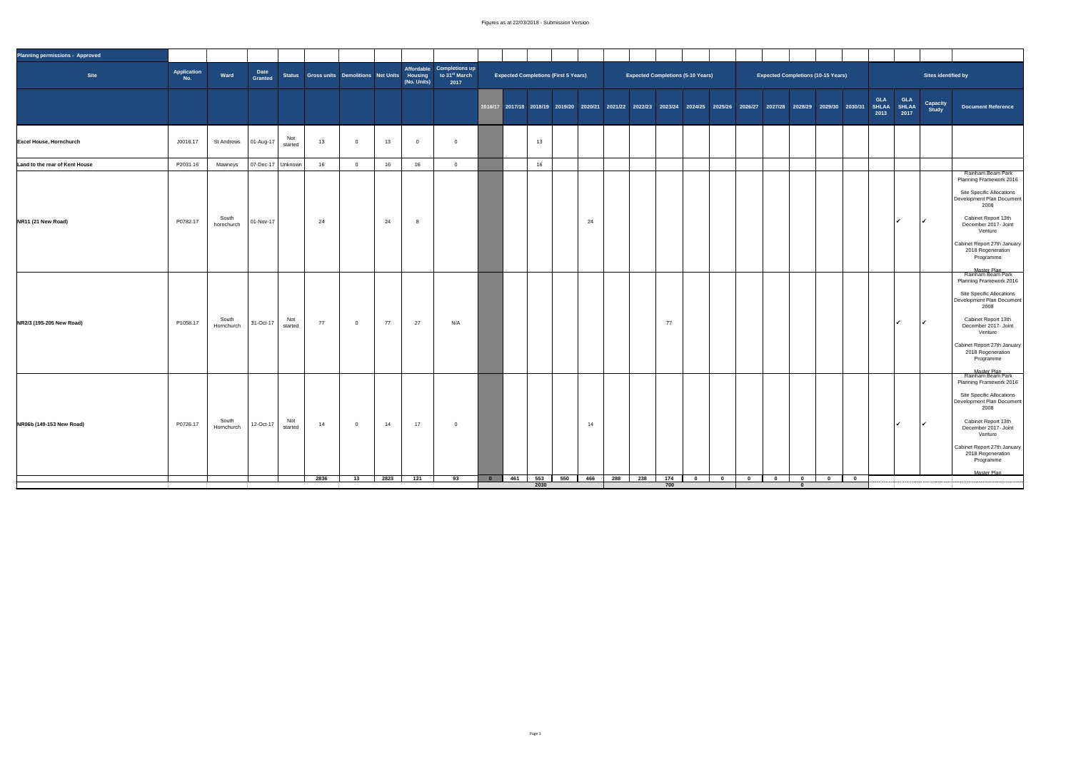Figures as at 22/03/2018 - Submission Version

| Planning permissions - Approved | | | | | | | | | | | | | | | | | | | | | | | | | | | | | | | |
|---|---|---|---|---|---|---|---|---|---|---|---|---|---|---|---|---|---|---|---|---|---|---|---|---|---|---|---|---|---|---|---|
| Site | Application No. | Ward | Date Granted | Status | Gross units | Demolitions | Net Units | Affordable Housing (No. Units) | Completions up to 31st March 2017 | Expected Completions (First 5 Years) | | | | | Expected Completions (5-10 Years) | | | | | Expected Completions (10-15 Years) | | | | | Sites identified by | | | | | |
| | | | | | | | | | | 2016/17 | 2017/18 | 2018/19 | 2019/20 | 2020/21 | 2021/22 | 2022/23 | 2023/24 | 2024/25 | 2025/26 | 2026/27 | 2027/28 | 2028/29 | 2029/30 | 2030/31 | GLA SHLAA 2013 | GLA SHLAA 2017 | Capacity Study | Document Reference | |
| Excel House, Hornchurch | J0016.17 | St Andrews | 01-Aug-17 | Not started | 13 | 0 | 13 | 0 | 0 | | | 13 | | | | | | | | | | | | | | | | | |
| Land to the rear of Kent House | P2031.16 | Mawneys | 07-Dec-17 | Unknown | 16 | 0 | 16 | 16 | 0 | | | 16 | | | | | | | | | | | | | | | | | |
| NR11 (21 New Road) | P0782.17 | South hornchurch | 01-Nov-17 | | 24 | | 24 | 8 | | | | | | 24 | | | | | | | | | | | | ✓ | ✓ | Rainham Beam Park Planning Framework 2016<br>Site Specific Allocations Development Plan Document 2008<br>Cabinet Report 13th December 2017- Joint Venture<br>Cabinet Report 27th January 2018 Regeneration Programme<br>Master Plan | |
| NR2/3 (195-205 New Road) | P1058.17 | South Hornchurch | 31-Oct-17 | Not started | 77 | 0 | 77 | 27 | N/A | | | | | | | | 77 | | | | | | | | | ✓ | ✓ | Rainham Beam Park Planning Framework 2016<br>Site Specific Allocations Development Plan Document 2008<br>Cabinet Report 13th December 2017- Joint Venture<br>Cabinet Report 27th January 2018 Regeneration Programme<br>Master Plan | |
| NR06b (149-153 New Road) | P0726.17 | South Hornchurch | 12-Oct-17 | Not started | 14 | 0 | 14 | 17 | 0 | | | | | 14 | | | | | | | | | | | | ✓ | ✓ | Rainham Beam Park Planning Framework 2016<br>Site Specific Allocations Development Plan Document 2008<br>Cabinet Report 13th December 2017- Joint Venture<br>Cabinet Report 27th January 2018 Regeneration Programme<br>Master Plan | |
| | | | | | 2836 | 13 | 2823 | 121 | 93 | 0 | 461 | 553 | 550 | 466 | 288 | 238 | 174 | 0 | 0 | 0 | 0 | 0 | 0 | 0 | | | | | |
| | | | | | | | | | | | | 2030 | | | | | 700 | | | | | 0 | | | | | | | |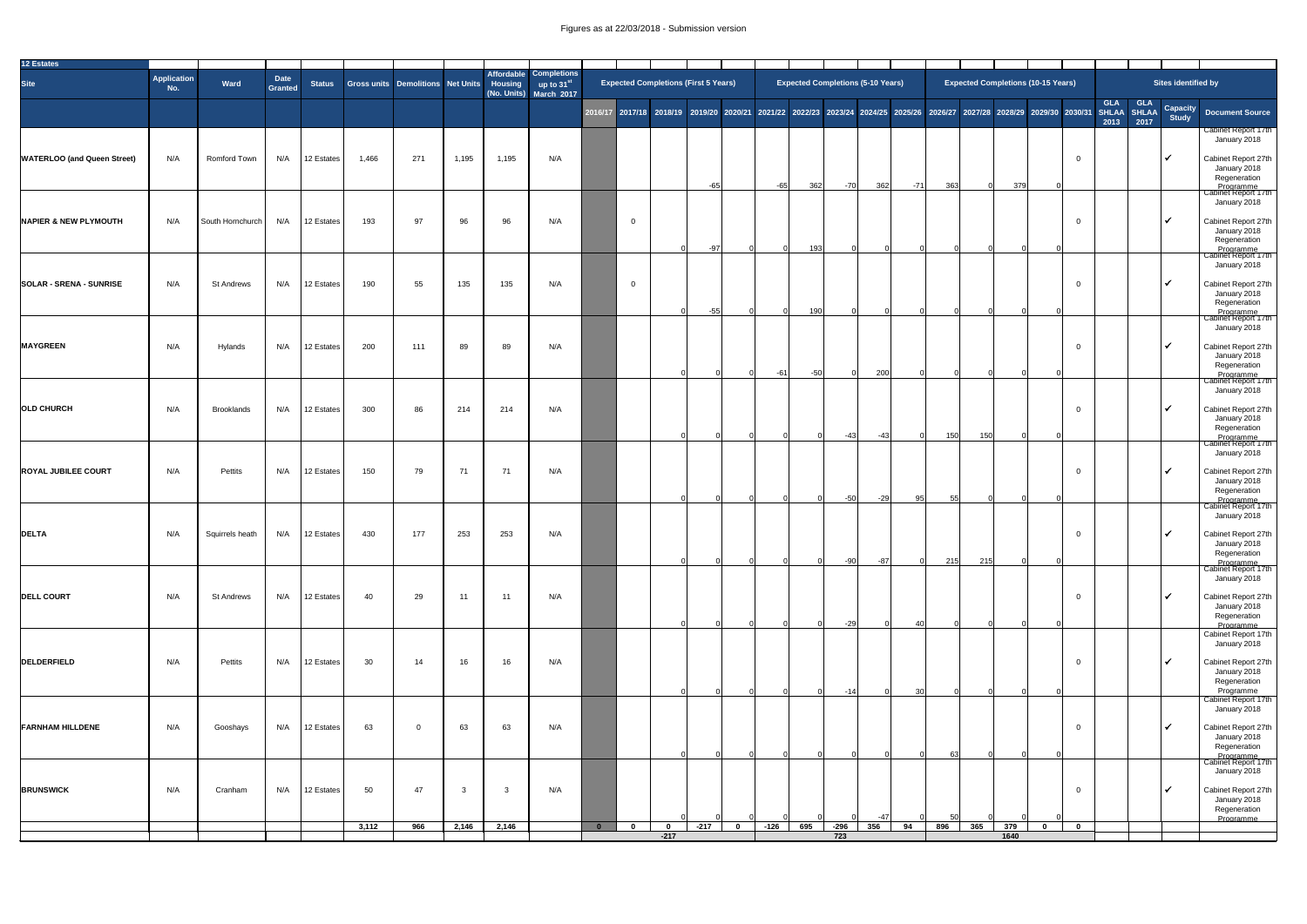| 12 Estates | | | | | | | | | | | | | | | | | | | | | | | | | | | | |
|---|---|---|---|---|---|---|---|---|---|---|---|---|---|---|---|---|---|---|---|---|---|---|---|---|---|---|---|---|
| **Site** | **Application No.** | **Ward** | **Date Granted** | **Status** | **Gross units** | **Demolitions** | **Net Units** | **Affordable Housing (No. Units)** | **Completions up to 31st March 2017** | **Expected Completions (First 5 Years)** | | | | | **Expected Completions (5-10 Years)** | | | | | **Expected Completions (10-15 Years)** | | | | | **Sites identified by** | | | |
| | | | | | | | | | | **2016/17** | **2017/18** | **2018/19** | **2019/20** | **2020/21** | **2021/22** | **2022/23** | **2023/24** | **2024/25** | **2025/26** | **2026/27** | **2027/28** | **2028/29** | **2029/30** | **2030/31** | **GLA SHLAA 2013** | **GLA SHLAA 2017** | **Capacity Study** | **Document Source** |
| **WATERLOO (and Queen Street)** | N/A | Romford Town | N/A | 12 Estates | 1,466 | 271 | 1,195 | 1,195 | N/A | | | | -65 | | -65 | 362 | -70 | 362 | -71 | 363 | 0 | 379 | 0 | 0 | | | ✓ | Cabinet Report 17th January 2018 Cabinet Report 27th January 2018 Regeneration Programme |
| **NAPIER & NEW PLYMOUTH** | N/A | South Hornchurch | N/A | 12 Estates | 193 | 97 | 96 | 96 | N/A | | 0 | 0 | -97 | 0 | 0 | 193 | 0 | 0 | 0 | 0 | 0 | 0 | 0 | 0 | | | ✓ | Cabinet Report 17th January 2018 Cabinet Report 27th January 2018 Regeneration Programme |
| **SOLAR - SRENA - SUNRISE** | N/A | St Andrews | N/A | 12 Estates | 190 | 55 | 135 | 135 | N/A | | 0 | 0 | -55 | 0 | 0 | 190 | 0 | 0 | 0 | 0 | 0 | 0 | 0 | 0 | | | ✓ | Cabinet Report 17th January 2018 Cabinet Report 27th January 2018 Regeneration Programme |
| **MAYGREEN** | N/A | Hylands | N/A | 12 Estates | 200 | 111 | 89 | 89 | N/A | | | 0 | 0 | 0 | -61 | -50 | 0 | 200 | 0 | 0 | 0 | 0 | 0 | 0 | | | ✓ | Cabinet Report 17th January 2018 Cabinet Report 27th January 2018 Regeneration Programme |
| **OLD CHURCH** | N/A | Brooklands | N/A | 12 Estates | 300 | 86 | 214 | 214 | N/A | | | 0 | 0 | 0 | 0 | 0 | -43 | -43 | 0 | 150 | 150 | 0 | 0 | 0 | | | ✓ | Cabinet Report 17th January 2018 Cabinet Report 27th January 2018 Regeneration Programme |
| **ROYAL JUBILEE COURT** | N/A | Pettits | N/A | 12 Estates | 150 | 79 | 71 | 71 | N/A | | | 0 | 0 | 0 | 0 | 0 | -50 | -29 | 95 | 55 | 0 | 0 | 0 | 0 | | | ✓ | Cabinet Report 17th January 2018 Cabinet Report 27th January 2018 Regeneration Programme |
| **DELTA** | N/A | Squirrels heath | N/A | 12 Estates | 430 | 177 | 253 | 253 | N/A | | | 0 | 0 | 0 | 0 | 0 | -90 | -87 | 0 | 215 | 215 | 0 | 0 | 0 | | | ✓ | Cabinet Report 17th January 2018 Cabinet Report 27th January 2018 Regeneration Programme |
| **DELL COURT** | N/A | St Andrews | N/A | 12 Estates | 40 | 29 | 11 | 11 | N/A | | | 0 | 0 | 0 | 0 | 0 | -29 | 0 | 40 | 0 | 0 | 0 | 0 | 0 | | | ✓ | Cabinet Report 17th January 2018 Cabinet Report 27th January 2018 Regeneration Programme |
| **DELDERFIELD** | N/A | Pettits | N/A | 12 Estates | 30 | 14 | 16 | 16 | N/A | | | 0 | 0 | 0 | 0 | 0 | -14 | 0 | 30 | 0 | 0 | 0 | 0 | 0 | | | ✓ | Cabinet Report 17th January 2018 Cabinet Report 27th January 2018 Regeneration Programme |
| **FARNHAM HILLDENE** | N/A | Gooshays | N/A | 12 Estates | 63 | 0 | 63 | 63 | N/A | | | 0 | 0 | 0 | 0 | 0 | 0 | 0 | 0 | 63 | 0 | 0 | 0 | 0 | | | ✓ | Cabinet Report 17th January 2018 Cabinet Report 27th January 2018 Regeneration Programme |
| **BRUNSWICK** | N/A | Cranham | N/A | 12 Estates | 50 | 47 | 3 | 3 | N/A | | | 0 | 0 | 0 | 0 | 0 | 0 | -47 | 0 | 50 | 0 | 0 | 0 | 0 | | | ✓ | Cabinet Report 17th January 2018 Cabinet Report 27th January 2018 Regeneration Programme |
| | | | | | **3,112** | **966** | **2,146** | **2,146** | | **0** | **0** | **0** | **-217** | **0** | **-126** | **695** | **-296** | **356** | **94** | **896** | **365** | **379** | **0** | **0** | | | | |
| | | | | | | | | | | | | **-217** | | | | | **723** | | | | | **1640** | | | | | | |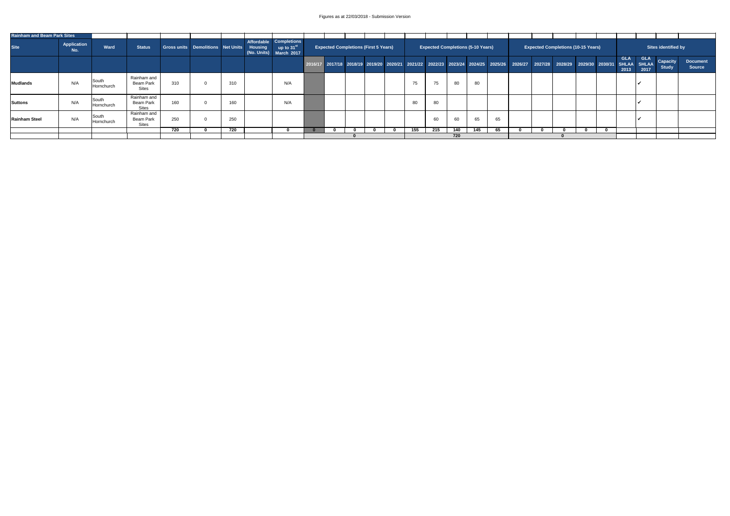Figures as at 22/03/2018 - Submission Version

| Rainham and Beam Park Sites | | | | | | | | | | | | | | | | | | | | | | | | | | | | |
|---|---|---|---|---|---|---|---|---|---|---|---|---|---|---|---|---|---|---|---|---|---|---|---|---|---|---|---|---|
| Site | Application No. | Ward | Status | Gross units | Demolitions | Net Units | Affordable Housing (No. Units) | Completions up to 31st March 2017 | Expected Completions (First 5 Years) | | | | | Expected Completions (5-10 Years) | | | | | Expected Completions (10-15 Years) | | | | | Sites identified by | | | |
| | | | | | | | | | 2016/17 | 2017/18 | 2018/19 | 2019/20 | 2020/21 | 2021/22 | 2022/23 | 2023/24 | 2024/25 | 2025/26 | 2026/27 | 2027/28 | 2028/29 | 2029/30 | 2030/31 | GLA SHLAA 2013 | GLA SHLAA 2017 | Capacity Study | Document Source |
| Mudlands | N/A | South Hornchurch | Rainham and Beam Park Sites | 310 | 0 | 310 | | N/A | | | | | | 75 | 75 | 80 | 80 | | | | | | | | ✔ | | |
| Suttons | N/A | South Hornchurch | Rainham and Beam Park Sites | 160 | 0 | 160 | | N/A | | | | | | 80 | 80 | | | | | | | | | | ✔ | | |
| Rainham Steel | N/A | South Hornchurch | Rainham and Beam Park Sites | 250 | 0 | 250 | | | | | | | | | 60 | 60 | 65 | 65 | | | | | | | ✔ | | |
| | | | | 720 | 0 | 720 | | 0 | 0 | 0 | 0 | 0 | 0 | 155 | 215 | 140 | 145 | 65 | 0 | 0 | 0 | 0 | 0 | | | | |
| | | | | | | | | | | | 0 | | | | | 720 | | | | | 0 | | | | | | |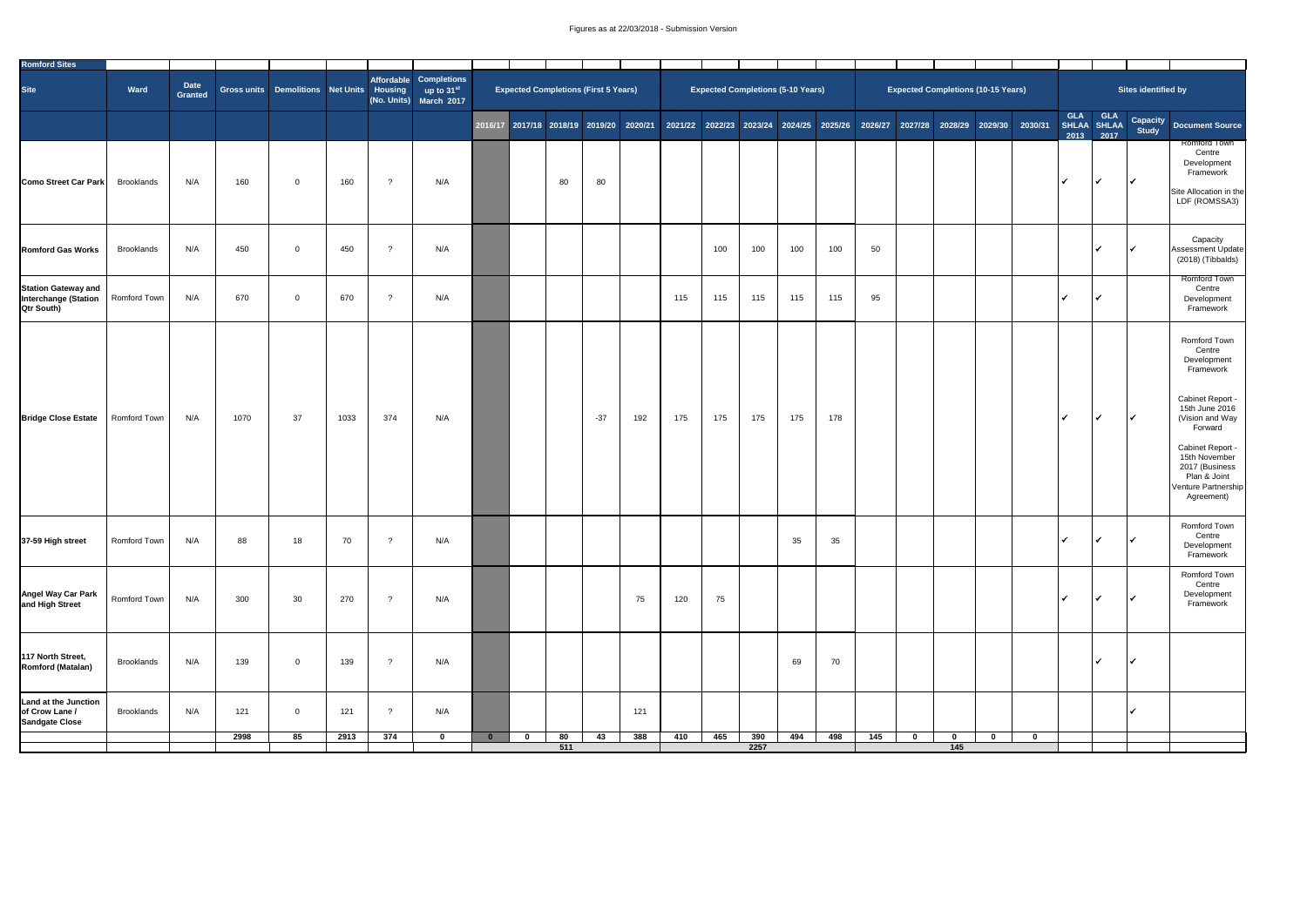Figures as at 22/03/2018 - Submission Version

| Romford Sites | | | | | | | | | | | | | | | | | | | | | | | | | | | | |
|---|---|---|---|---|---|---|---|---|---|---|---|---|---|---|---|---|---|---|---|---|---|---|---|---|---|---|---|---|
| Site | Ward | Date Granted | Gross units | Demolitions | Net Units | Affordable Housing (No. Units) | Completions up to 31st March 2017 | Expected Completions (First 5 Years) | | | | | Expected Completions (5-10 Years) | | | | | Expected Completions (10-15 Years) | | | | | Sites identified by | | | |
| | | | | | | | | 2016/17 | 2017/18 | 2018/19 | 2019/20 | 2020/21 | 2021/22 | 2022/23 | 2023/24 | 2024/25 | 2025/26 | 2026/27 | 2027/28 | 2028/29 | 2029/30 | 2030/31 | GLA SHLAA 2013 | GLA SHLAA 2017 | Capacity Study | Document Source |
| Como Street Car Park | Brooklands | N/A | 160 | 0 | 160 | ? | N/A | | | 80 | 80 | | | | | | | | | | | | ✔ | ✔ | ✔ | Romford Town Centre Development Framework Site Allocation in the LDF (ROMSSA3) |
| Romford Gas Works | Brooklands | N/A | 450 | 0 | 450 | ? | N/A | | | | | | | 100 | 100 | 100 | 100 | 50 | | | | | | ✔ | ✔ | Capacity Assessment Update (2018) (Tibbalds) |
| Station Gateway and Interchange (Station Qtr South) | Romford Town | N/A | 670 | 0 | 670 | ? | N/A | | | | | | 115 | 115 | 115 | 115 | 115 | 95 | | | | | ✔ | ✔ | | Romford Town Centre Development Framework |
| Bridge Close Estate | Romford Town | N/A | 1070 | 37 | 1033 | 374 | N/A | | | | -37 | 192 | 175 | 175 | 175 | 175 | 178 | | | | | | ✔ | ✔ | ✔ | Romford Town Centre Development Framework Cabinet Report - 15th June 2016 (Vision and Way Forward Cabinet Report - 15th November 2017 (Business Plan & Joint Venture Partnership Agreement) |
| 37-59 High street | Romford Town | N/A | 88 | 18 | 70 | ? | N/A | | | | | | | | | 35 | 35 | | | | | | ✔ | ✔ | ✔ | Romford Town Centre Development Framework |
| Angel Way Car Park and High Street | Romford Town | N/A | 300 | 30 | 270 | ? | N/A | | | | | 75 | 120 | 75 | | | | | | | | | ✔ | ✔ | ✔ | Romford Town Centre Development Framework |
| 117 North Street, Romford (Matalan) | Brooklands | N/A | 139 | 0 | 139 | ? | N/A | | | | | | | | | 69 | 70 | | | | | | | ✔ | ✔ | |
| Land at the Junction of Crow Lane / Sandgate Close | Brooklands | N/A | 121 | 0 | 121 | ? | N/A | | | | | 121 | | | | | | | | | | | | | ✔ | |
| | | | **2998** | **85** | **2913** | **374** | **0** | **0** | **0** | **80** | **43** | **388** | **410** | **465** | **390** | **494** | **498** | **145** | **0** | **0** | **0** | **0** | | | | |
| | | | | | | | | | | **511** | | | | | **2257** | | | | | **145** | | | | | | |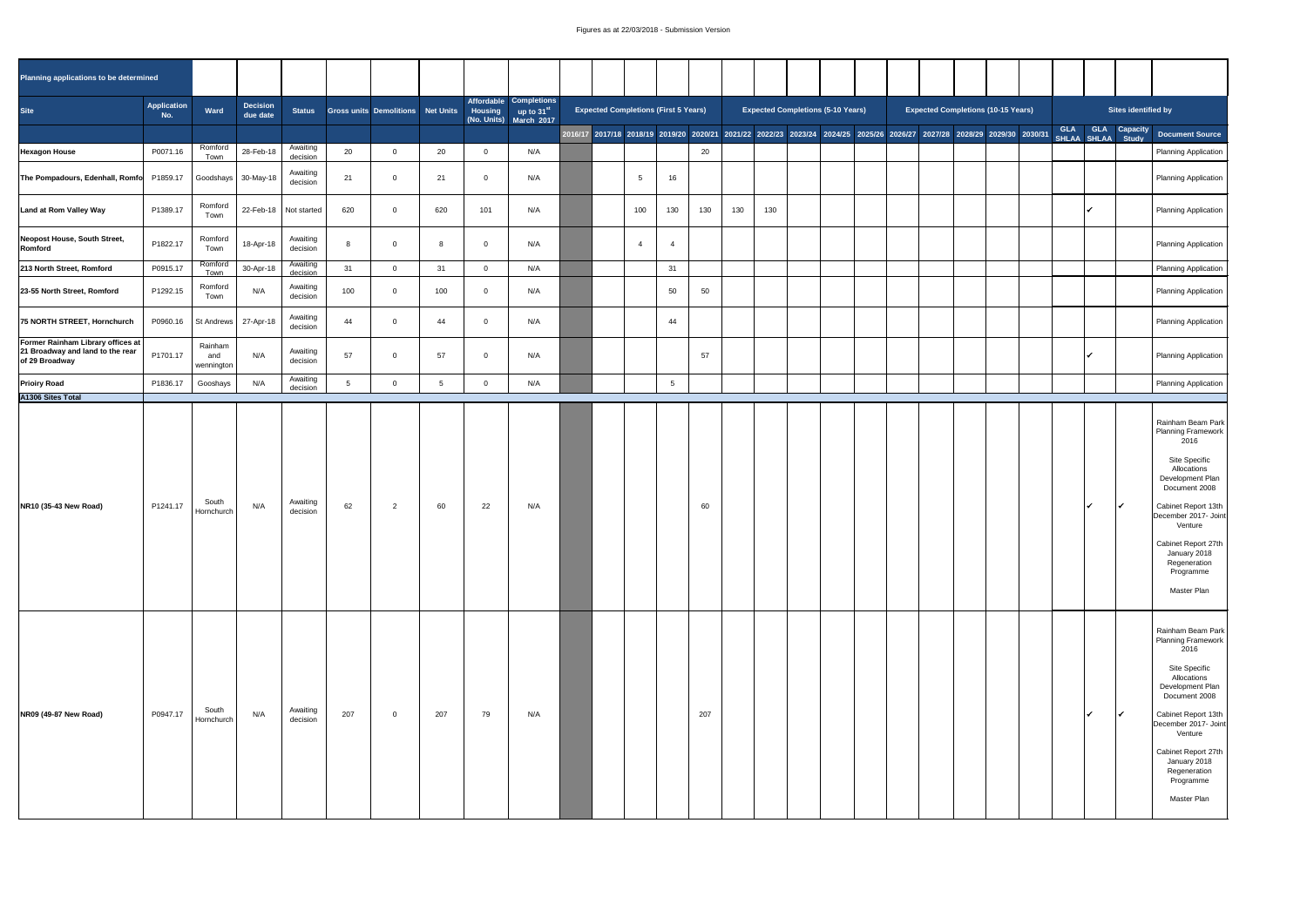| Planning applications to be determined | | | | | | | | | | | | | | | | | | | | | | | | | | | | |
|---|---|---|---|---|---|---|---|---|---|---|---|---|---|---|---|---|---|---|---|---|---|---|---|---|---|---|---|---|
| Site | Application No. | Ward | Decision due date | Status | Gross units | Demolitions | Net Units | Affordable Housing (No. Units) | Completions up to 31st March 2017 | Expected Completions (First 5 Years) | | | | | Expected Completions (5-10 Years) | | | | | Expected Completions (10-15 Years) | | | | | Sites identified by | | | |
| | | | | | | | | | | 2016/17 | 2017/18 | 2018/19 | 2019/20 | 2020/21 | 2021/22 | 2022/23 | 2023/24 | 2024/25 | 2025/26 | 2026/27 | 2027/28 | 2028/29 | 2029/30 | 2030/31 | GLA SHLAA | GLA SHLAA | Capacity Study | Document Source |
| **Hexagon House** | P0071.16 | Romford Town | 28-Feb-18 | Awaiting decision | 20 | 0 | 20 | 0 | N/A | | | | | 20 | | | | | | | | | | | | | | Planning Application |
| **The Pompadours, Edenhall, Romford** | P1859.17 | Goodshays | 30-May-18 | Awaiting decision | 21 | 0 | 21 | 0 | N/A | | | 5 | 16 | | | | | | | | | | | | | | | Planning Application |
| **Land at Rom Valley Way** | P1389.17 | Romford Town | 22-Feb-18 | Not started | 620 | 0 | 620 | 101 | N/A | | | 100 | 130 | 130 | 130 | 130 | | | | | | | | | | ✔ | | Planning Application |
| **Neopost House, South Street, Romford** | P1822.17 | Romford Town | 18-Apr-18 | Awaiting decision | 8 | 0 | 8 | 0 | N/A | | | 4 | 4 | | | | | | | | | | | | | | | Planning Application |
| **213 North Street, Romford** | P0915.17 | Romford Town | 30-Apr-18 | Awaiting decision | 31 | 0 | 31 | 0 | N/A | | | | 31 | | | | | | | | | | | | | | | Planning Application |
| **23-55 North Street, Romford** | P1292.15 | Romford Town | N/A | Awaiting decision | 100 | 0 | 100 | 0 | N/A | | | | 50 | 50 | | | | | | | | | | | | | | Planning Application |
| **75 NORTH STREET, Hornchurch** | P0960.16 | St Andrews | 27-Apr-18 | Awaiting decision | 44 | 0 | 44 | 0 | N/A | | | | 44 | | | | | | | | | | | | | | | Planning Application |
| **Former Rainham Library offices at 21 Broadway and land to the rear of 29 Broadway** | P1701.17 | Rainham and wennington | N/A | Awaiting decision | 57 | 0 | 57 | 0 | N/A | | | | | 57 | | | | | | | | | | | | ✔ | | Planning Application |
| **Prioiry Road** | P1836.17 | Gooshays | N/A | Awaiting decision | 5 | 0 | 5 | 0 | N/A | | | | 5 | | | | | | | | | | | | | | | Planning Application |
| **A1306 Sites Total** | | | | | | | | | | | | | | | | | | | | | | | | | | | | |
| **NR10 (35-43 New Road)** | P1241.17 | South Hornchurch | N/A | Awaiting decision | 62 | 2 | 60 | 22 | N/A | | | | | 60 | | | | | | | | | | | | ✔ | ✔ | Rainham Beam Park Planning Framework 2016<br><br>Site Specific Allocations Development Plan Document 2008<br><br>Cabinet Report 13th December 2017- Joint Venture<br><br>Cabinet Report 27th January 2018 Regeneration Programme<br><br>Master Plan |
| **NR09 (49-87 New Road)** | P0947.17 | South Hornchurch | N/A | Awaiting decision | 207 | 0 | 207 | 79 | N/A | | | | | 207 | | | | | | | | | | | | ✔ | ✔ | Rainham Beam Park Planning Framework 2016<br><br>Site Specific Allocations Development Plan Document 2008<br><br>Cabinet Report 13th December 2017- Joint Venture<br><br>Cabinet Report 27th January 2018 Regeneration Programme<br><br>Master Plan |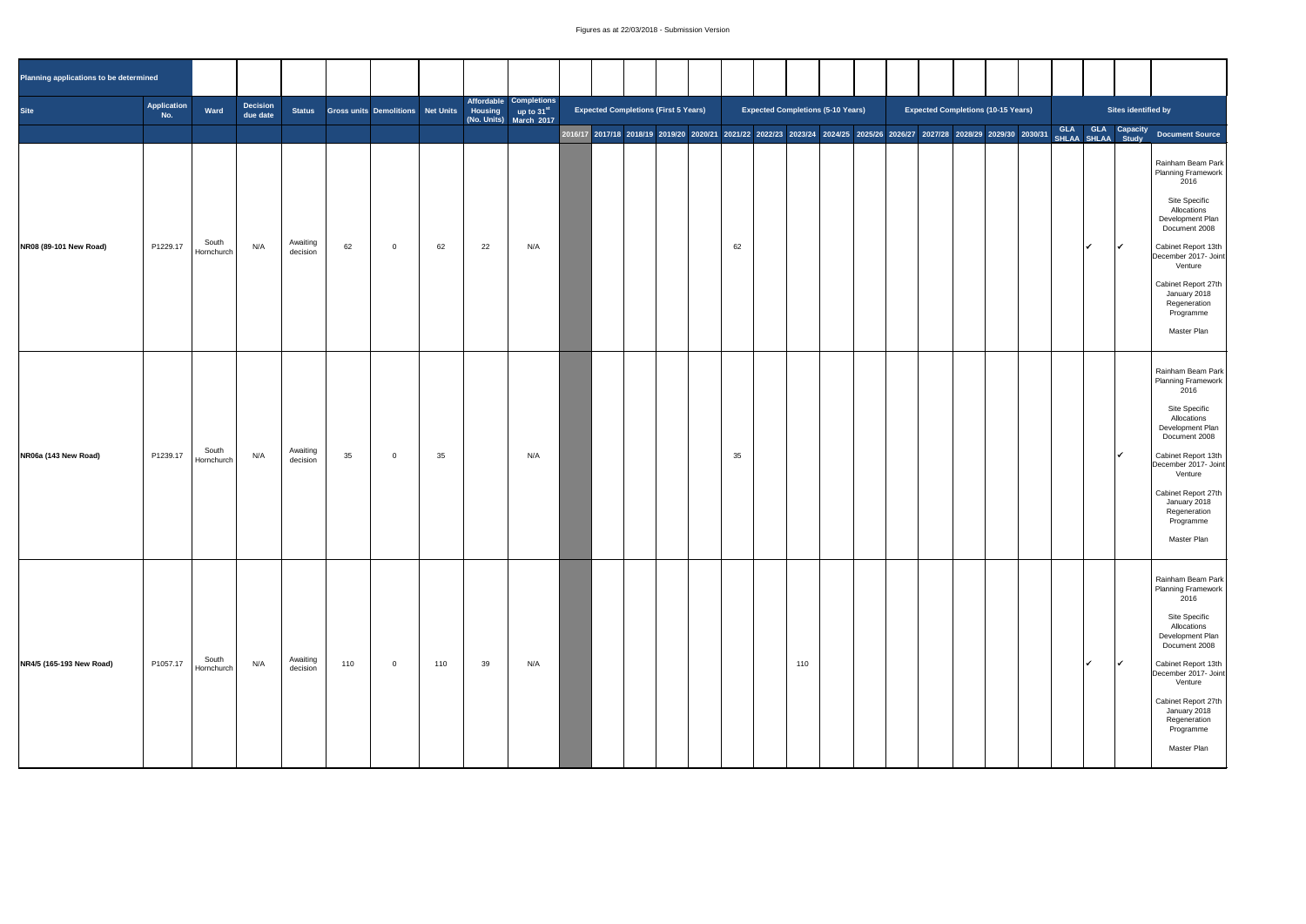| Planning applications to be determined | | | | | | | | | | | | | | | | | | | | | | | | | | | | |
|---|---|---|---|---|---|---|---|---|---|---|---|---|---|---|---|---|---|---|---|---|---|---|---|---|---|---|---|---|
| Site | Application No. | Ward | Decision due date | Status | Gross units | Demolitions | Net Units | Affordable Housing (No. Units) | Completions up to 31st March 2017 | Expected Completions (First 5 Years) | | | | | Expected Completions (5-10 Years) | | | | | Expected Completions (10-15 Years) | | | | | Sites identified by | | | |
| | | | | | | | | | | 2016/17 | 2017/18 | 2018/19 | 2019/20 | 2020/21 | 2021/22 | 2022/23 | 2023/24 | 2024/25 | 2025/26 | 2026/27 | 2027/28 | 2028/29 | 2029/30 | 2030/31 | GLA SHLAA | GLA SHLAA | Capacity Study | Document Source |
| NR08 (89-101 New Road) | P1229.17 | South Hornchurch | N/A | Awaiting decision | 62 | 0 | 62 | 22 | N/A | | | | | | 62 | | | | | | | | | | | ✔ | ✔ | Rainham Beam Park Planning Framework 2016<br><br>Site Specific Allocations Development Plan Document 2008<br><br>Cabinet Report 13th December 2017- Joint Venture<br><br>Cabinet Report 27th January 2018 Regeneration Programme<br><br>Master Plan |
| NR06a (143 New Road) | P1239.17 | South Hornchurch | N/A | Awaiting decision | 35 | 0 | 35 | | N/A | | | | | | 35 | | | | | | | | | | | | ✔ | Rainham Beam Park Planning Framework 2016<br><br>Site Specific Allocations Development Plan Document 2008<br><br>Cabinet Report 13th December 2017- Joint Venture<br><br>Cabinet Report 27th January 2018 Regeneration Programme<br><br>Master Plan |
| NR4/5 (165-193 New Road) | P1057.17 | South Hornchurch | N/A | Awaiting decision | 110 | 0 | 110 | 39 | N/A | | | | | | | | 110 | | | | | | | | | ✔ | ✔ | Rainham Beam Park Planning Framework 2016<br><br>Site Specific Allocations Development Plan Document 2008<br><br>Cabinet Report 13th December 2017- Joint Venture<br><br>Cabinet Report 27th January 2018 Regeneration Programme<br><br>Master Plan |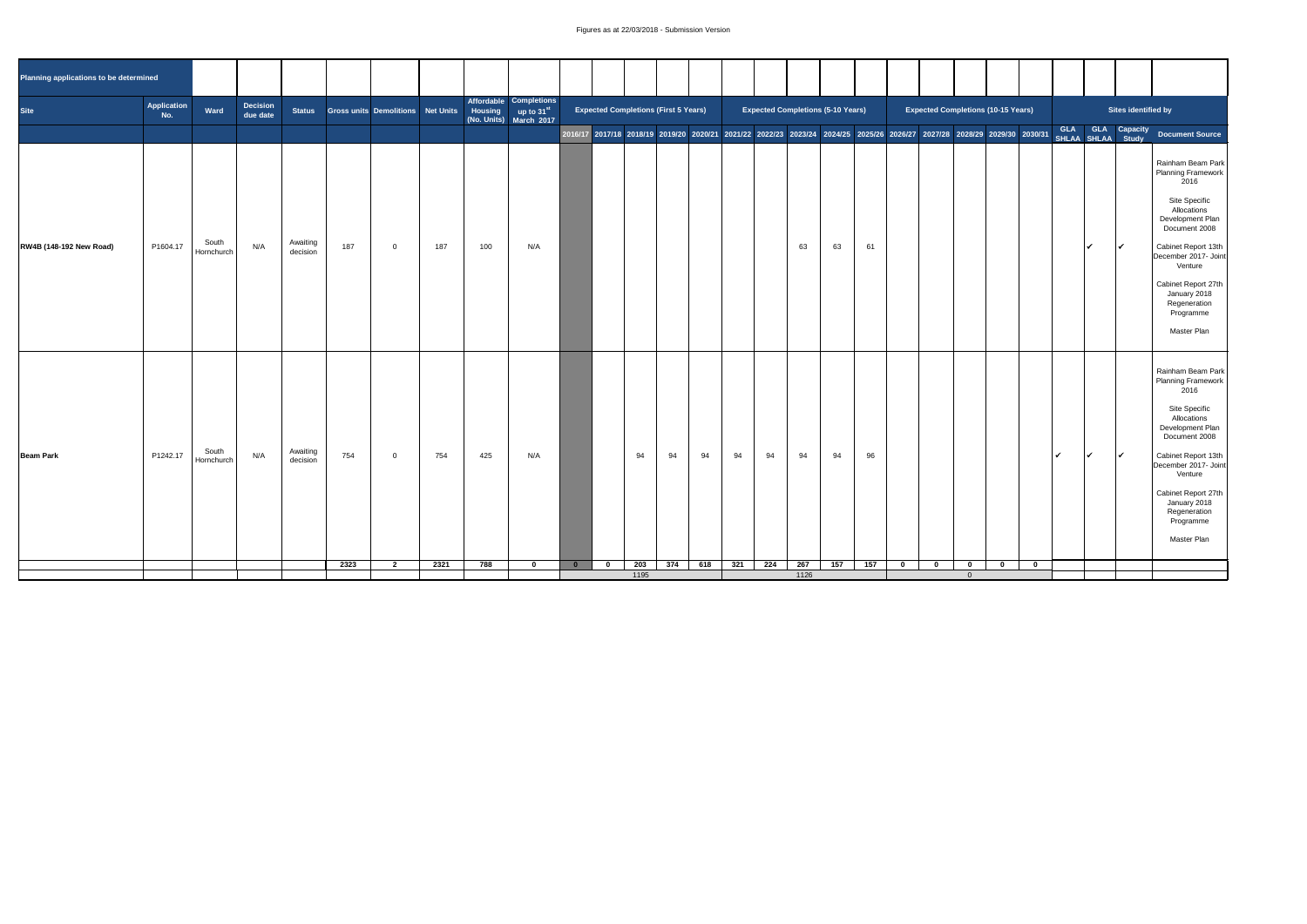| Planning applications to be determined | | | | | | | | | | | | | | | | | | | | | | | | | | | | |
|---|---|---|---|---|---|---|---|---|---|---|---|---|---|---|---|---|---|---|---|---|---|---|---|---|---|---|---|---|
| Site | Application No. | Ward | Decision due date | Status | Gross units | Demolitions | Net Units | Affordable Housing (No. Units) | Completions up to 31st March 2017 | Expected Completions (First 5 Years) | | | | | Expected Completions (5-10 Years) | | | | | Expected Completions (10-15 Years) | | | | | Sites identified by | | | |
| | | | | | | | | | | 2016/17 | 2017/18 | 2018/19 | 2019/20 | 2020/21 | 2021/22 | 2022/23 | 2023/24 | 2024/25 | 2025/26 | 2026/27 | 2027/28 | 2028/29 | 2029/30 | 2030/31 | GLA SHLAA | GLA SHLAA | Capacity Study | Document Source |
| RW4B (148-192 New Road) | P1604.17 | South Hornchurch | N/A | Awaiting decision | 187 | 0 | 187 | 100 | N/A | | | | | | | | 63 | 63 | 61 | | | | | | | ✔ | ✔ | Rainham Beam Park Planning Framework 2016<br><br>Site Specific Allocations Development Plan Document 2008<br><br>Cabinet Report 13th December 2017- Joint Venture<br><br>Cabinet Report 27th January 2018 Regeneration Programme<br><br>Master Plan |
| Beam Park | P1242.17 | South Hornchurch | N/A | Awaiting decision | 754 | 0 | 754 | 425 | N/A | | | 94 | 94 | 94 | 94 | 94 | 94 | 94 | 96 | | | | | | ✔ | ✔ | ✔ | Rainham Beam Park Planning Framework 2016<br><br>Site Specific Allocations Development Plan Document 2008<br><br>Cabinet Report 13th December 2017- Joint Venture<br><br>Cabinet Report 27th January 2018 Regeneration Programme<br><br>Master Plan |
| | | | | | **2323** | **2** | **2321** | **788** | **0** | **0** | **0** | **203** | **374** | **618** | **321** | **224** | **267** | **157** | **157** | **0** | **0** | **0** | **0** | **0** | | | | |
| | | | | | | | | | | | | 1195 | | | | | 1126 | | | | | 0 | | | | | | |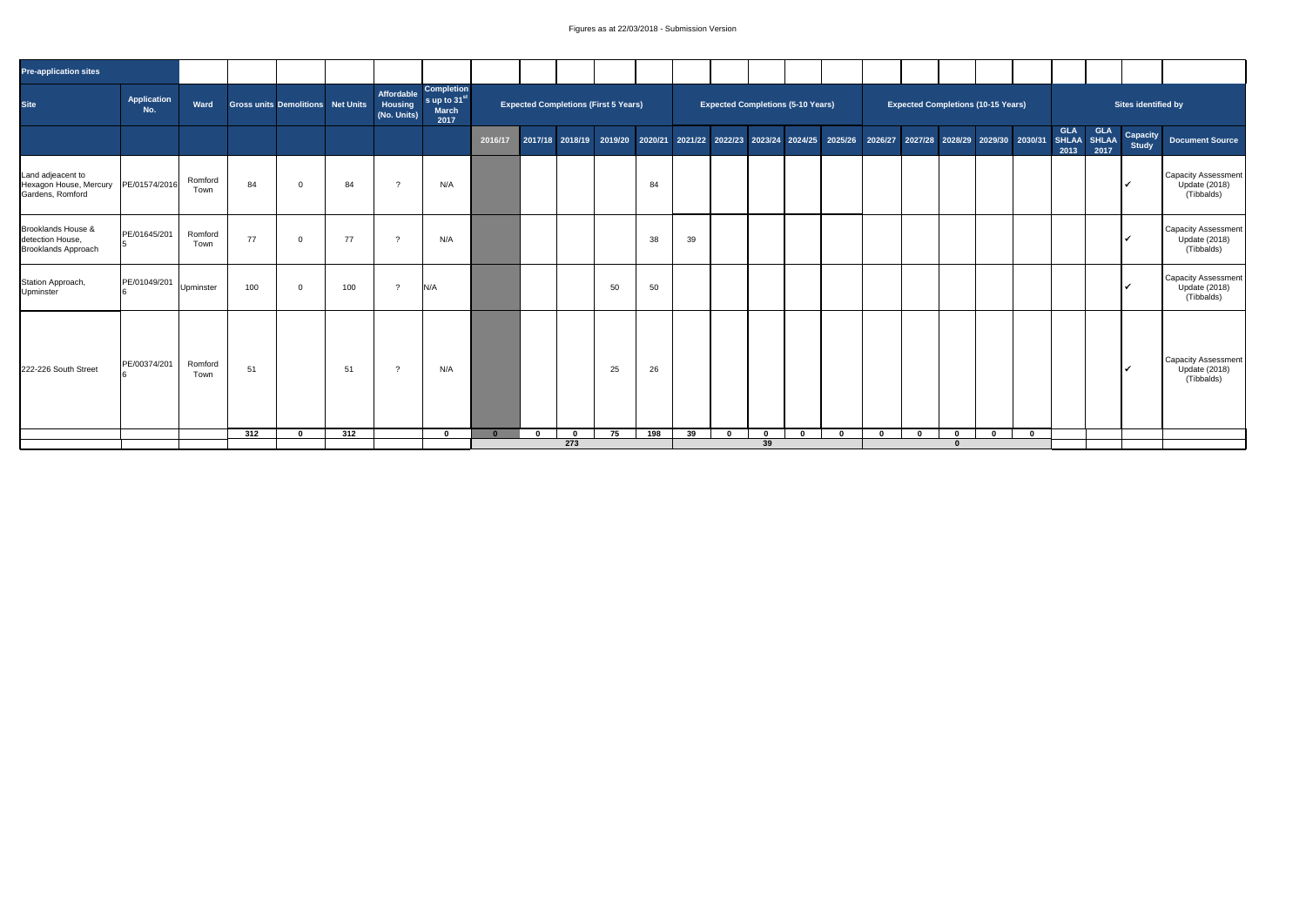Figures as at 22/03/2018 - Submission Version

| Pre-application sites | | | | | | | | | | | | | | | | | | | | | | | | | | | | |
|---|---|---|---|---|---|---|---|---|---|---|---|---|---|---|---|---|---|---|---|---|---|---|---|---|---|---|---|---|
| Site | Application No. | Ward | Gross units | Demolitions | Net Units | Affordable Housing (No. Units) | Completions up to 31st March 2017 | Expected Completions (First 5 Years) | | | | | | Expected Completions (5-10 Years) | | | | | Expected Completions (10-15 Years) | | | | | Sites identified by | | | |
| | | | | | | | | 2016/17 | 2017/18 | 2018/19 | 2019/20 | 2020/21 | 2021/22 | 2022/23 | 2023/24 | 2024/25 | 2025/26 | 2026/27 | 2027/28 | 2028/29 | 2029/30 | 2030/31 | GLA SHLAA 2013 | GLA SHLAA 2017 | Capacity Study | Document Source |
| Land adjeacent to Hexagon House, Mercury Gardens, Romford | PE/01574/2016 | Romford Town | 84 | 0 | 84 | ? | N/A | | | | | 84 | | | | | | | | | | | | | ✓ | Capacity Assessment Update (2018) (Tibbalds) |
| Brooklands House & detection House, Brooklands Approach | PE/01645/2015 | Romford Town | 77 | 0 | 77 | ? | N/A | | | | | 38 | 39 | | | | | | | | | | | | ✓ | Capacity Assessment Update (2018) (Tibbalds) |
| Station Approach, Upminster | PE/01049/2016 | Upminster | 100 | 0 | 100 | ? | N/A | | | | 50 | 50 | | | | | | | | | | | | | ✓ | Capacity Assessment Update (2018) (Tibbalds) |
| 222-226 South Street | PE/00374/2016 | Romford Town | 51 | | 51 | ? | N/A | | | | 25 | 26 | | | | | | | | | | | | | ✓ | Capacity Assessment Update (2018) (Tibbalds) |
| | | | 312 | 0 | 312 | | 0 | 0 | 0 | 0 | 75 | 198 | 39 | 0 | 0 | 0 | 0 | 0 | 0 | 0 | 0 | 0 | | | | |
| | | | | | | | | 273 | | | | | 39 | | | | | 0 | | | | | | | | |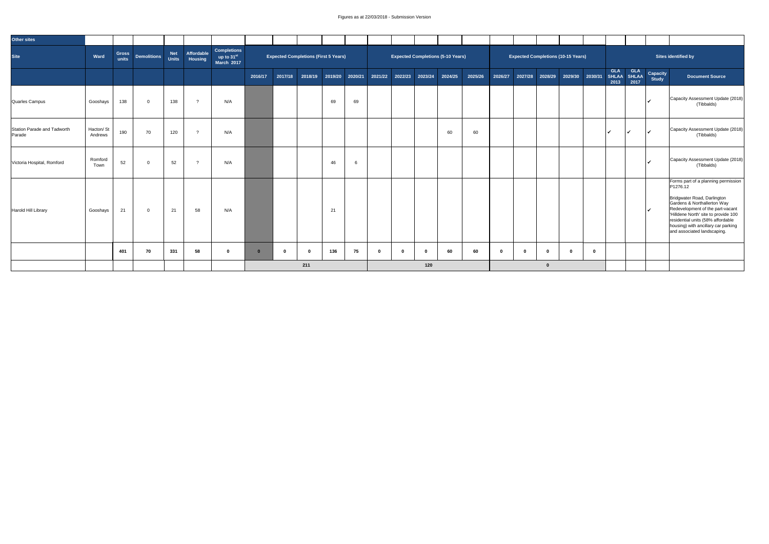Figures as at 22/03/2018 - Submission Version

| Other sites | | | | | | | | | | | | | | | | | | | | | | | | | |
|---|---|---|---|---|---|---|---|---|---|---|---|---|---|---|---|---|---|---|---|---|---|---|---|---|---|
| Site | Ward | Gross units | Demolitions | Net Units | Affordable Housing | Completions up to 31st March 2017 | Expected Completions (First 5 Years) | | | | | Expected Completions (5-10 Years) | | | | | Expected Completions (10-15 Years) | | | | | Sites identified by | | | |
| | | | | | | | 2016/17 | 2017/18 | 2018/19 | 2019/20 | 2020/21 | 2021/22 | 2022/23 | 2023/24 | 2024/25 | 2025/26 | 2026/27 | 2027/28 | 2028/29 | 2029/30 | 2030/31 | GLA SHLAA 2013 | GLA SHLAA 2017 | Capacity Study | Document Source |
| Quarles Campus | Gooshays | 138 | 0 | 138 | ? | N/A | | | | 69 | 69 | | | | | | | | | | | | | ✔ | Capacity Assessment Update (2018) (Tibbalds) |
| Station Parade and Tadworth Parade | Hacton/ St Andrews | 190 | 70 | 120 | ? | N/A | | | | | | | | | 60 | 60 | | | | | | ✔ | ✔ | ✔ | Capacity Assessment Update (2018) (Tibbalds) |
| Victoria Hospital, Romford | Romford Town | 52 | 0 | 52 | ? | N/A | | | | 46 | 6 | | | | | | | | | | | | | ✔ | Capacity Assessment Update (2018) (Tibbalds) |
| Harold Hill Library | Gooshays | 21 | 0 | 21 | 58 | N/A | | | | 21 | | | | | | | | | | | | | | ✔ | Forms part of a planning permission P1276.12 Bridgwater Road, Darlington Gardens & Northallerton Way Redevelopment of the part-vacant 'Hilldene North' site to provide 100 residential units (58% affordable housing) with ancillary car parking and associated landscaping. |
| | | **401** | **70** | **331** | **58** | **0** | **0** | **0** | **0** | **136** | **75** | **0** | **0** | **0** | **60** | **60** | **0** | **0** | **0** | **0** | **0** | | | | |
| | | | | | | | | | **211** | | | | | **120** | | | | | **0** | | | | | | |